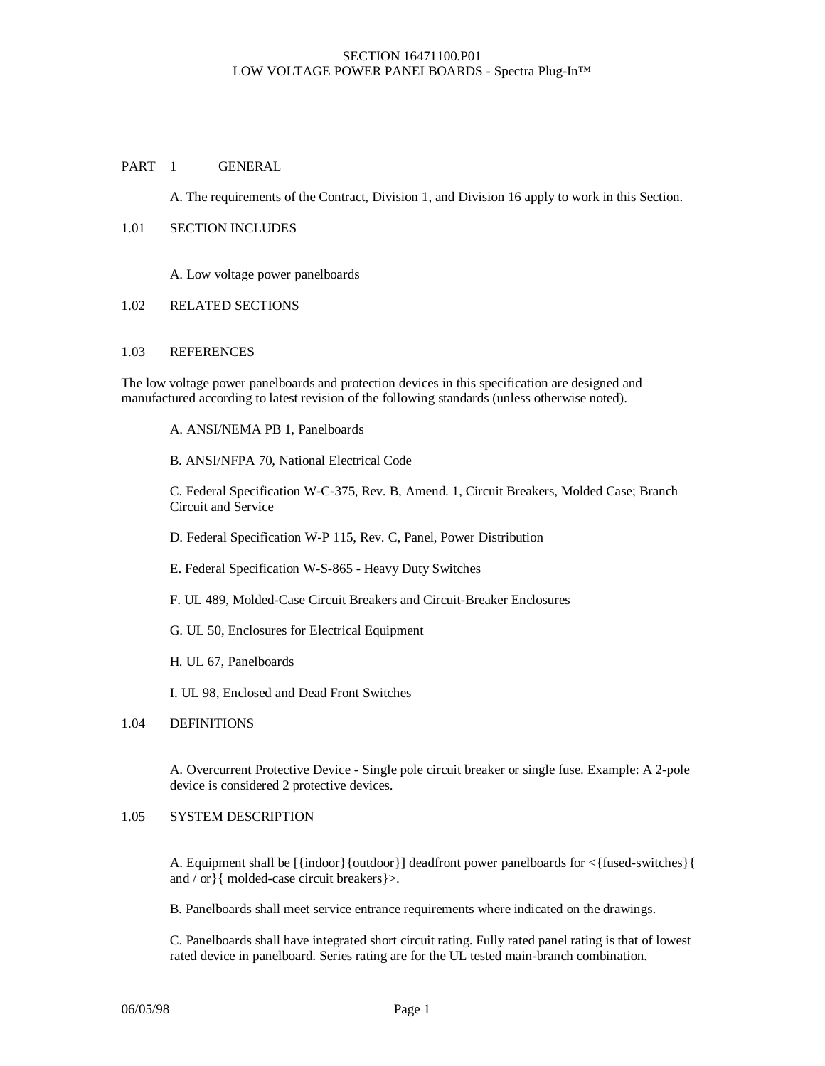# SECTION 16471100.P01
# LOW VOLTAGE POWER PANELBOARDS - Spectra Plug-In™

## PART 1 GENERAL

A. The requirements of the Contract, Division 1, and Division 16 apply to work in this Section.

### 1.01 SECTION INCLUDES

A. Low voltage power panelboards

### 1.02 RELATED SECTIONS

### 1.03 REFERENCES

The low voltage power panelboards and protection devices in this specification are designed and manufactured according to latest revision of the following standards (unless otherwise noted).

A. ANSI/NEMA PB 1, Panelboards

B. ANSI/NFPA 70, National Electrical Code

C. Federal Specification W-C-375, Rev. B, Amend. 1, Circuit Breakers, Molded Case; Branch Circuit and Service

D. Federal Specification W-P 115, Rev. C, Panel, Power Distribution

E. Federal Specification W-S-865 - Heavy Duty Switches

F. UL 489, Molded-Case Circuit Breakers and Circuit-Breaker Enclosures

G. UL 50, Enclosures for Electrical Equipment

H. UL 67, Panelboards

I. UL 98, Enclosed and Dead Front Switches

### 1.04 DEFINITIONS

A. Overcurrent Protective Device - Single pole circuit breaker or single fuse. Example: A 2-pole device is considered 2 protective devices.

### 1.05 SYSTEM DESCRIPTION

A. Equipment shall be [{indoor}{outdoor}] deadfront power panelboards for <{fused-switches}{ and / or}{ molded-case circuit breakers}>.

B. Panelboards shall meet service entrance requirements where indicated on the drawings.

C. Panelboards shall have integrated short circuit rating. Fully rated panel rating is that of lowest rated device in panelboard. Series rating are for the UL tested main-branch combination.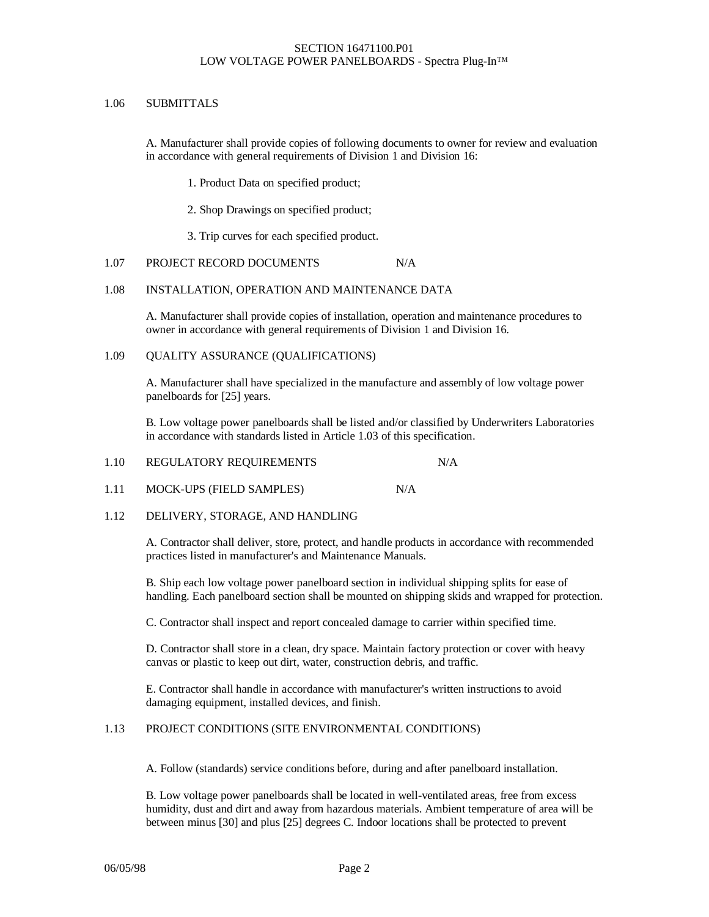1.06 SUBMITTALS

A. Manufacturer shall provide copies of following documents to owner for review and evaluation in accordance with general requirements of Division 1 and Division 16:

1. Product Data on specified product;

2. Shop Drawings on specified product;

3. Trip curves for each specified product.

1.07 PROJECT RECORD DOCUMENTS N/A

1.08 INSTALLATION, OPERATION AND MAINTENANCE DATA

A. Manufacturer shall provide copies of installation, operation and maintenance procedures to owner in accordance with general requirements of Division 1 and Division 16.

1.09 QUALITY ASSURANCE (QUALIFICATIONS)

A. Manufacturer shall have specialized in the manufacture and assembly of low voltage power panelboards for [25] years.

B. Low voltage power panelboards shall be listed and/or classified by Underwriters Laboratories in accordance with standards listed in Article 1.03 of this specification.

1.10 REGULATORY REQUIREMENTS N/A

1.11 MOCK-UPS (FIELD SAMPLES) N/A

1.12 DELIVERY, STORAGE, AND HANDLING

A. Contractor shall deliver, store, protect, and handle products in accordance with recommended practices listed in manufacturer's and Maintenance Manuals.

B. Ship each low voltage power panelboard section in individual shipping splits for ease of handling. Each panelboard section shall be mounted on shipping skids and wrapped for protection.

C. Contractor shall inspect and report concealed damage to carrier within specified time.

D. Contractor shall store in a clean, dry space. Maintain factory protection or cover with heavy canvas or plastic to keep out dirt, water, construction debris, and traffic.

E. Contractor shall handle in accordance with manufacturer's written instructions to avoid damaging equipment, installed devices, and finish.

1.13 PROJECT CONDITIONS (SITE ENVIRONMENTAL CONDITIONS)

A. Follow (standards) service conditions before, during and after panelboard installation.

B. Low voltage power panelboards shall be located in well-ventilated areas, free from excess humidity, dust and dirt and away from hazardous materials. Ambient temperature of area will be between minus [30] and plus [25] degrees C. Indoor locations shall be protected to prevent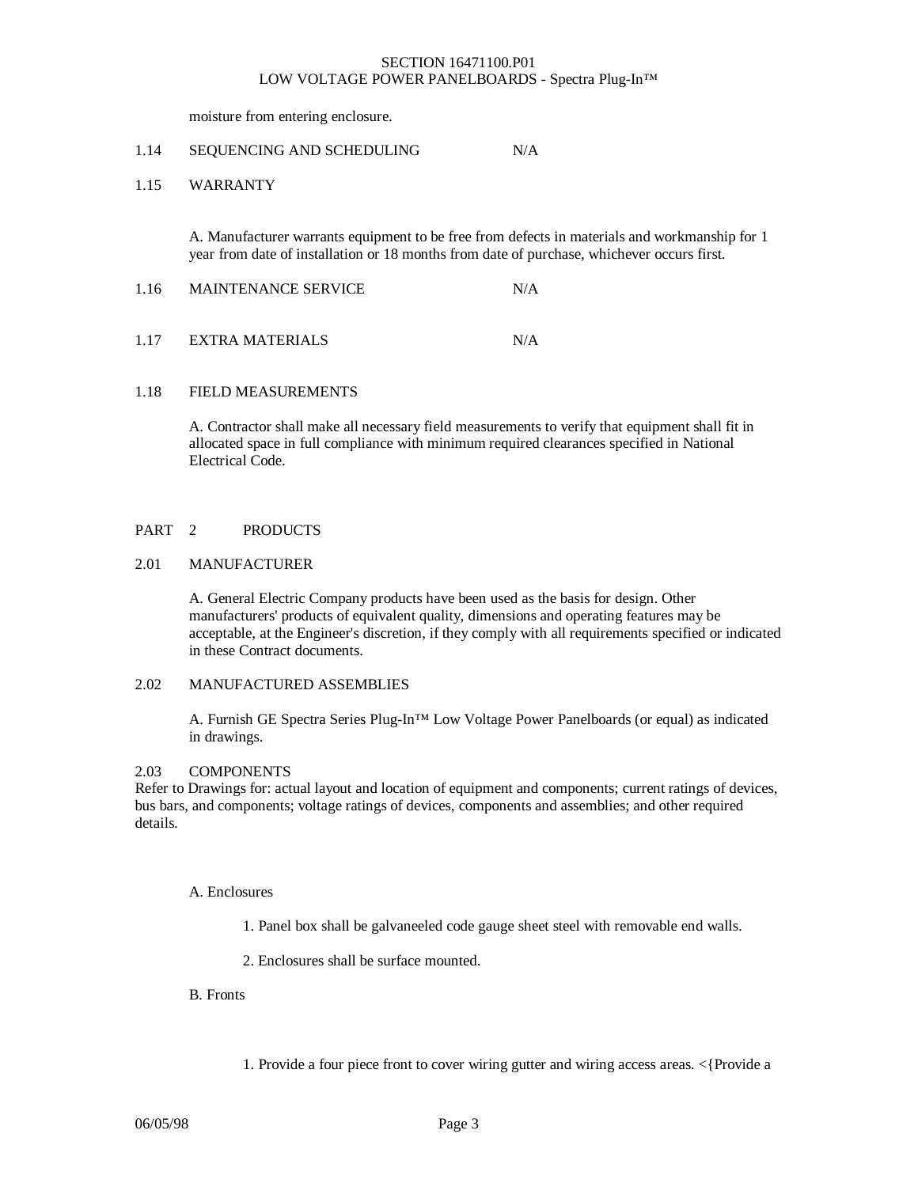moisture from entering enclosure.

1.14 SEQUENCING AND SCHEDULING N/A

1.15 WARRANTY

A. Manufacturer warrants equipment to be free from defects in materials and workmanship for 1 year from date of installation or 18 months from date of purchase, whichever occurs first.

1.16 MAINTENANCE SERVICE N/A

1.17 EXTRA MATERIALS N/A

1.18 FIELD MEASUREMENTS

A. Contractor shall make all necessary field measurements to verify that equipment shall fit in allocated space in full compliance with minimum required clearances specified in National Electrical Code.

## PART 2 PRODUCTS

2.01 MANUFACTURER

A. General Electric Company products have been used as the basis for design. Other manufacturers' products of equivalent quality, dimensions and operating features may be acceptable, at the Engineer's discretion, if they comply with all requirements specified or indicated in these Contract documents.

2.02 MANUFACTURED ASSEMBLIES

A. Furnish GE Spectra Series Plug-In™ Low Voltage Power Panelboards (or equal) as indicated in drawings.

2.03 COMPONENTS

Refer to Drawings for: actual layout and location of equipment and components; current ratings of devices, bus bars, and components; voltage ratings of devices, components and assemblies; and other required details.

A. Enclosures

1. Panel box shall be galvaneeled code gauge sheet steel with removable end walls.

2. Enclosures shall be surface mounted.

B. Fronts

1. Provide a four piece front to cover wiring gutter and wiring access areas. <{Provide a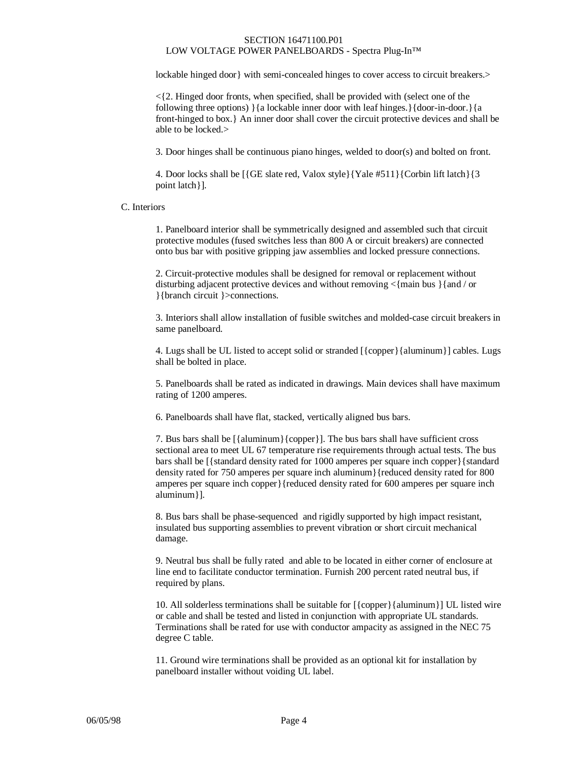lockable hinged door} with semi-concealed hinges to cover access to circuit breakers.>

<{2. Hinged door fronts, when specified, shall be provided with (select one of the following three options) }{a lockable inner door with leaf hinges.}{door-in-door.}{a front-hinged to box.} An inner door shall cover the circuit protective devices and shall be able to be locked.>

3. Door hinges shall be continuous piano hinges, welded to door(s) and bolted on front.

4. Door locks shall be [{GE slate red, Valox style}{Yale #511}{Corbin lift latch}{3 point latch}].

C. Interiors

1. Panelboard interior shall be symmetrically designed and assembled such that circuit protective modules (fused switches less than 800 A or circuit breakers) are connected onto bus bar with positive gripping jaw assemblies and locked pressure connections.

2. Circuit-protective modules shall be designed for removal or replacement without disturbing adjacent protective devices and without removing <{main bus }{and / or }{branch circuit }>connections.

3. Interiors shall allow installation of fusible switches and molded-case circuit breakers in same panelboard.

4. Lugs shall be UL listed to accept solid or stranded [{copper}{aluminum}] cables. Lugs shall be bolted in place.

5. Panelboards shall be rated as indicated in drawings. Main devices shall have maximum rating of 1200 amperes.

6. Panelboards shall have flat, stacked, vertically aligned bus bars.

7. Bus bars shall be [{aluminum}{copper}]. The bus bars shall have sufficient cross sectional area to meet UL 67 temperature rise requirements through actual tests. The bus bars shall be [{standard density rated for 1000 amperes per square inch copper}{standard density rated for 750 amperes per square inch aluminum}{reduced density rated for 800 amperes per square inch copper}{reduced density rated for 600 amperes per square inch aluminum}].

8. Bus bars shall be phase-sequenced and rigidly supported by high impact resistant, insulated bus supporting assemblies to prevent vibration or short circuit mechanical damage.

9. Neutral bus shall be fully rated and able to be located in either corner of enclosure at line end to facilitate conductor termination. Furnish 200 percent rated neutral bus, if required by plans.

10. All solderless terminations shall be suitable for [{copper}{aluminum}] UL listed wire or cable and shall be tested and listed in conjunction with appropriate UL standards. Terminations shall be rated for use with conductor ampacity as assigned in the NEC 75 degree C table.

11. Ground wire terminations shall be provided as an optional kit for installation by panelboard installer without voiding UL label.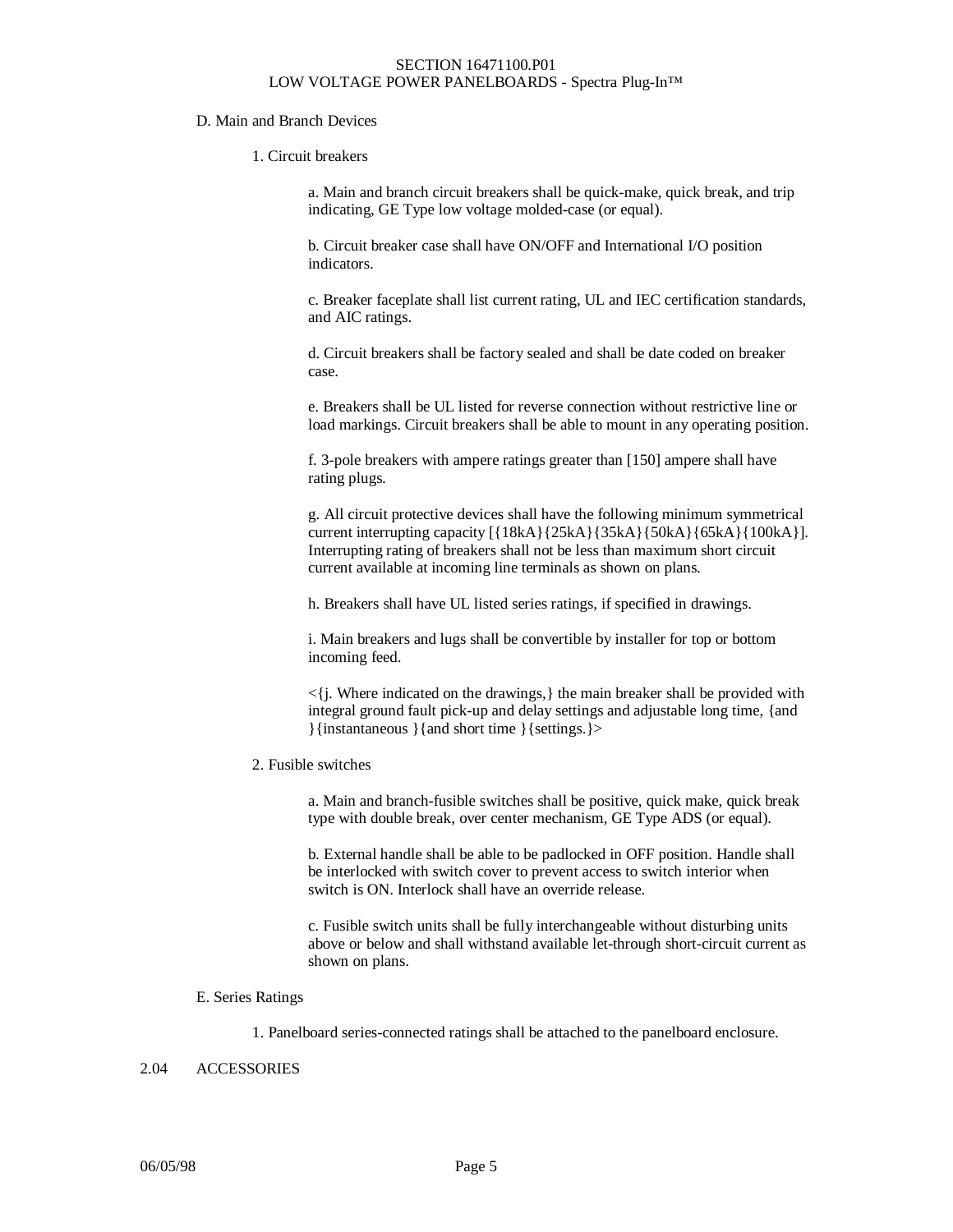D. Main and Branch Devices

1. Circuit breakers

a. Main and branch circuit breakers shall be quick-make, quick break, and trip indicating, GE Type low voltage molded-case (or equal).

b. Circuit breaker case shall have ON/OFF and International I/O position indicators.

c. Breaker faceplate shall list current rating, UL and IEC certification standards, and AIC ratings.

d. Circuit breakers shall be factory sealed and shall be date coded on breaker case.

e. Breakers shall be UL listed for reverse connection without restrictive line or load markings. Circuit breakers shall be able to mount in any operating position.

f. 3-pole breakers with ampere ratings greater than [150] ampere shall have rating plugs.

g. All circuit protective devices shall have the following minimum symmetrical current interrupting capacity [{18kA}{25kA}{35kA}{50kA}{65kA}{100kA}]. Interrupting rating of breakers shall not be less than maximum short circuit current available at incoming line terminals as shown on plans.

h. Breakers shall have UL listed series ratings, if specified in drawings.

i. Main breakers and lugs shall be convertible by installer for top or bottom incoming feed.

<{j. Where indicated on the drawings,} the main breaker shall be provided with integral ground fault pick-up and delay settings and adjustable long time, {and }{instantaneous }{and short time }{settings.}>

2. Fusible switches

a. Main and branch-fusible switches shall be positive, quick make, quick break type with double break, over center mechanism, GE Type ADS (or equal).

b. External handle shall be able to be padlocked in OFF position. Handle shall be interlocked with switch cover to prevent access to switch interior when switch is ON. Interlock shall have an override release.

c. Fusible switch units shall be fully interchangeable without disturbing units above or below and shall withstand available let-through short-circuit current as shown on plans.

E. Series Ratings

1. Panelboard series-connected ratings shall be attached to the panelboard enclosure.

2.04 ACCESSORIES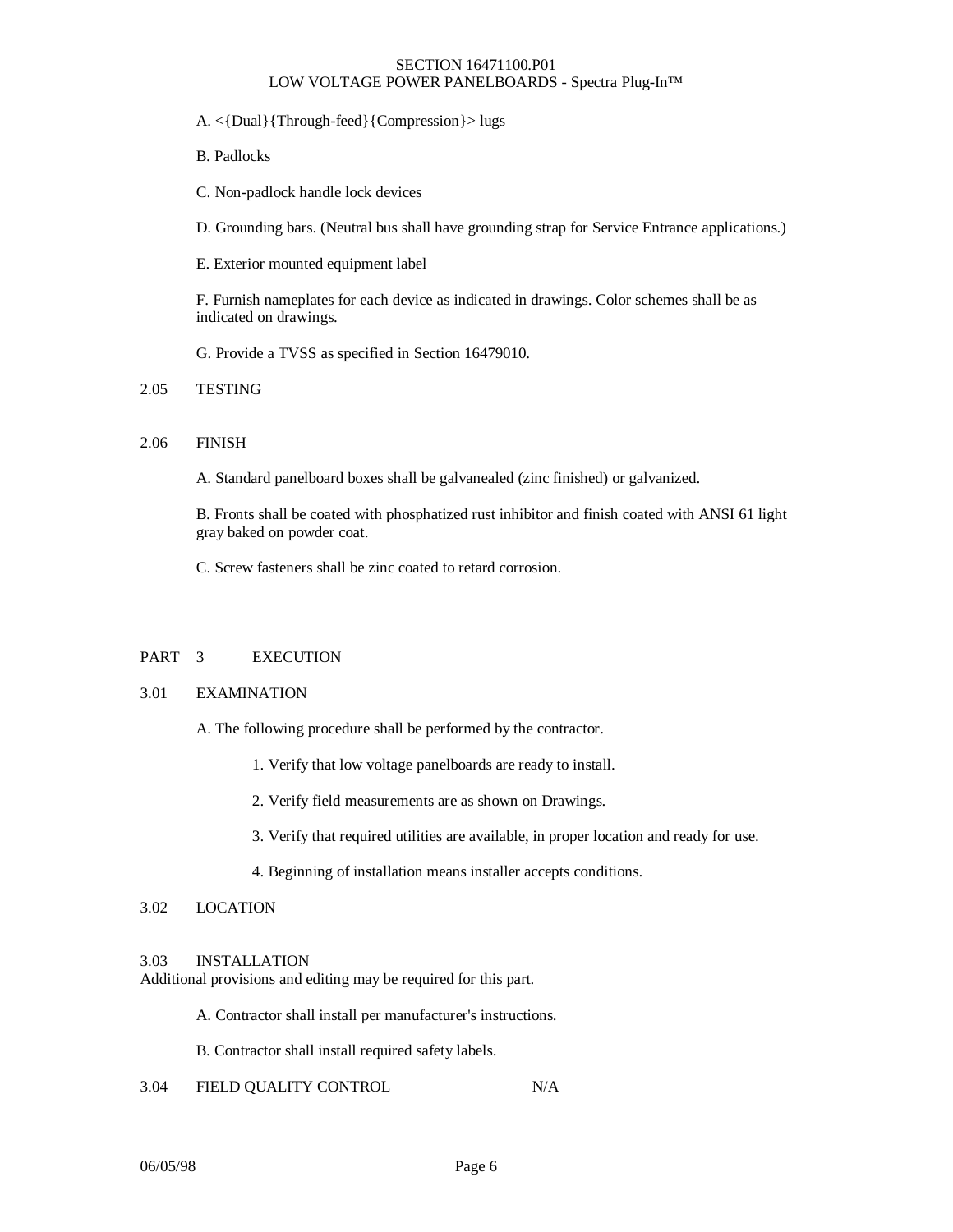A. <{Dual}{Through-feed}{Compression}> lugs

B. Padlocks

C. Non-padlock handle lock devices

D. Grounding bars. (Neutral bus shall have grounding strap for Service Entrance applications.)

E. Exterior mounted equipment label

F. Furnish nameplates for each device as indicated in drawings. Color schemes shall be as indicated on drawings.

G. Provide a TVSS as specified in Section 16479010.

### 2.05 TESTING

### 2.06 FINISH

A. Standard panelboard boxes shall be galvanealed (zinc finished) or galvanized.

B. Fronts shall be coated with phosphatized rust inhibitor and finish coated with ANSI 61 light gray baked on powder coat.

C. Screw fasteners shall be zinc coated to retard corrosion.

## PART 3 EXECUTION

### 3.01 EXAMINATION

A. The following procedure shall be performed by the contractor.

1. Verify that low voltage panelboards are ready to install.
2. Verify field measurements are as shown on Drawings.
3. Verify that required utilities are available, in proper location and ready for use.
4. Beginning of installation means installer accepts conditions.

### 3.02 LOCATION

### 3.03 INSTALLATION

Additional provisions and editing may be required for this part.

A. Contractor shall install per manufacturer's instructions.

B. Contractor shall install required safety labels.

### 3.04 FIELD QUALITY CONTROL N/A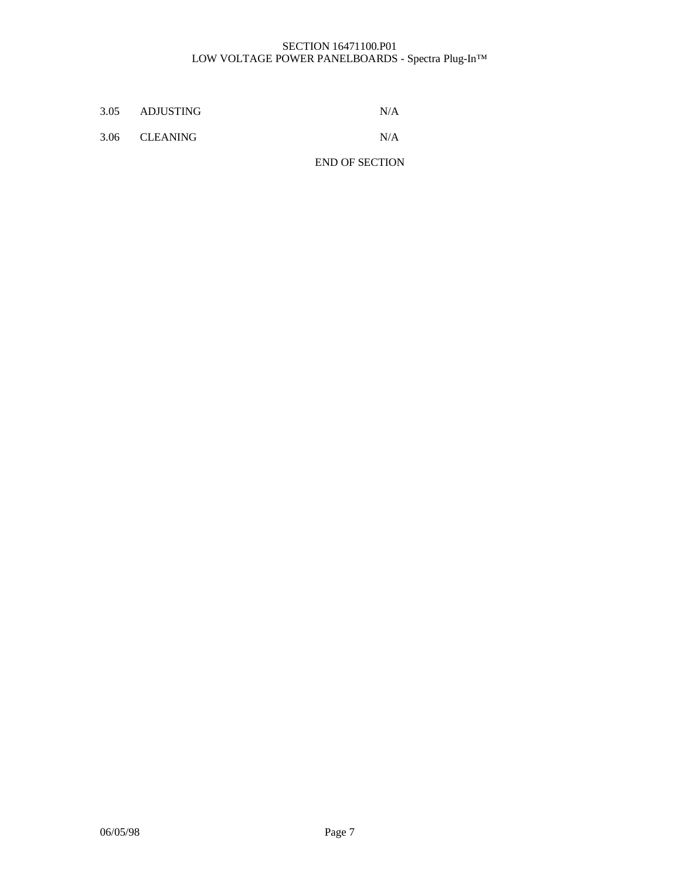3.05 ADJUSTING N/A

3.06 CLEANING N/A

END OF SECTION